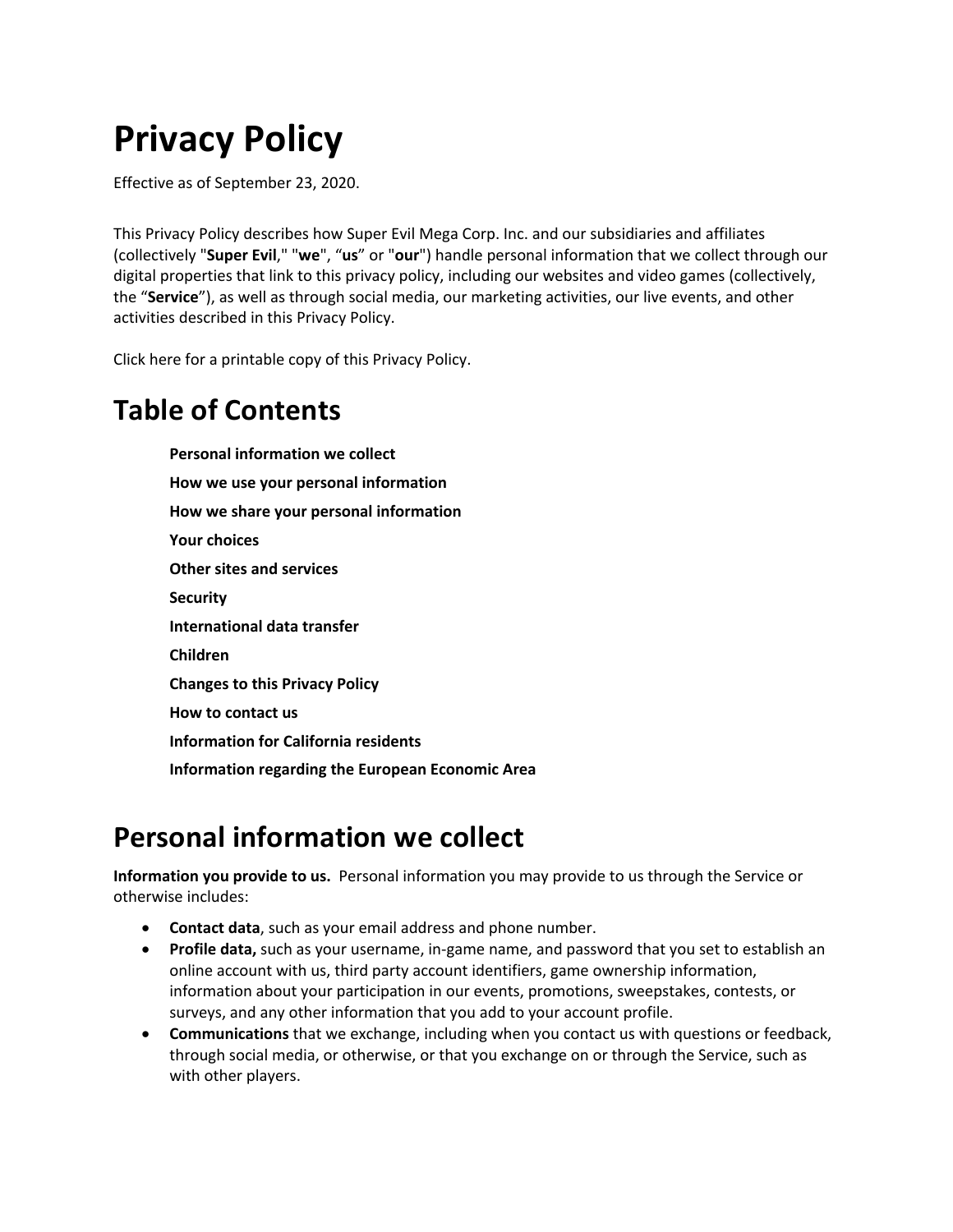# Privacy Policy

Effective as of September 23, 2020.

This Privacy Policy describes how Super Evil Mega Corp. Inc. and our subsidiaries and affiliates (collectively "**Super Evil**," "**we**", “**us**” or "**our**") handle personal information that we collect through our digital properties that link to this privacy policy, including our websites and video games (collectively, the “**Service**”), as well as through social media, our marketing activities, our live events, and other activities described in this Privacy Policy.

Click here for a printable copy of this Privacy Policy.

## Table of Contents

**Personal information we collect**

**How we use your personal information**

**How we share your personal information**

**Your choices**

**Other sites and services**

**Security**

**International data transfer**

**Children**

**Changes to this Privacy Policy**

**How to contact us**

**Information for California residents**

**Information regarding the European Economic Area**

## Personal information we collect

**Information you provide to us.** Personal information you may provide to us through the Service or otherwise includes:

- **Contact data**, such as your email address and phone number.
- **Profile data,** such as your username, in-game name, and password that you set to establish an online account with us, third party account identifiers, game ownership information, information about your participation in our events, promotions, sweepstakes, contests, or surveys, and any other information that you add to your account profile.
- **Communications** that we exchange, including when you contact us with questions or feedback, through social media, or otherwise, or that you exchange on or through the Service, such as with other players.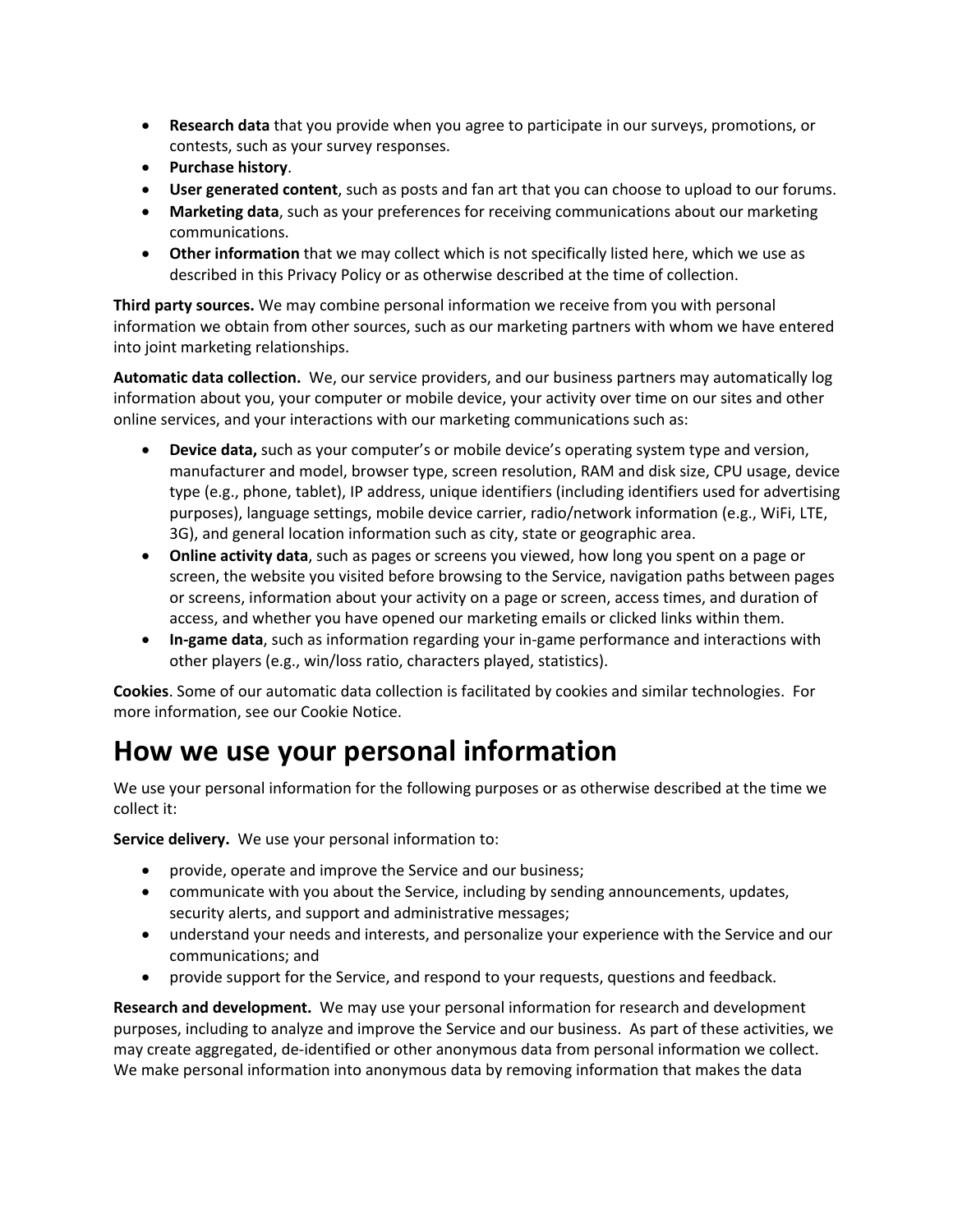- **Research data** that you provide when you agree to participate in our surveys, promotions, or contests, such as your survey responses.
- **Purchase history**.
- **User generated content**, such as posts and fan art that you can choose to upload to our forums.
- **Marketing data**, such as your preferences for receiving communications about our marketing communications.
- **Other information** that we may collect which is not specifically listed here, which we use as described in this Privacy Policy or as otherwise described at the time of collection.

**Third party sources.** We may combine personal information we receive from you with personal information we obtain from other sources, such as our marketing partners with whom we have entered into joint marketing relationships.

**Automatic data collection.** We, our service providers, and our business partners may automatically log information about you, your computer or mobile device, your activity over time on our sites and other online services, and your interactions with our marketing communications such as:

- **Device data,** such as your computer's or mobile device's operating system type and version, manufacturer and model, browser type, screen resolution, RAM and disk size, CPU usage, device type (e.g., phone, tablet), IP address, unique identifiers (including identifiers used for advertising purposes), language settings, mobile device carrier, radio/network information (e.g., WiFi, LTE, 3G), and general location information such as city, state or geographic area.
- **Online activity data**, such as pages or screens you viewed, how long you spent on a page or screen, the website you visited before browsing to the Service, navigation paths between pages or screens, information about your activity on a page or screen, access times, and duration of access, and whether you have opened our marketing emails or clicked links within them.
- **In-game data**, such as information regarding your in-game performance and interactions with other players (e.g., win/loss ratio, characters played, statistics).

**Cookies**. Some of our automatic data collection is facilitated by cookies and similar technologies. For more information, see our Cookie Notice.

# How we use your personal information

We use your personal information for the following purposes or as otherwise described at the time we collect it:

**Service delivery.** We use your personal information to:

- provide, operate and improve the Service and our business;
- communicate with you about the Service, including by sending announcements, updates, security alerts, and support and administrative messages;
- understand your needs and interests, and personalize your experience with the Service and our communications; and
- provide support for the Service, and respond to your requests, questions and feedback.

**Research and development.** We may use your personal information for research and development purposes, including to analyze and improve the Service and our business. As part of these activities, we may create aggregated, de-identified or other anonymous data from personal information we collect. We make personal information into anonymous data by removing information that makes the data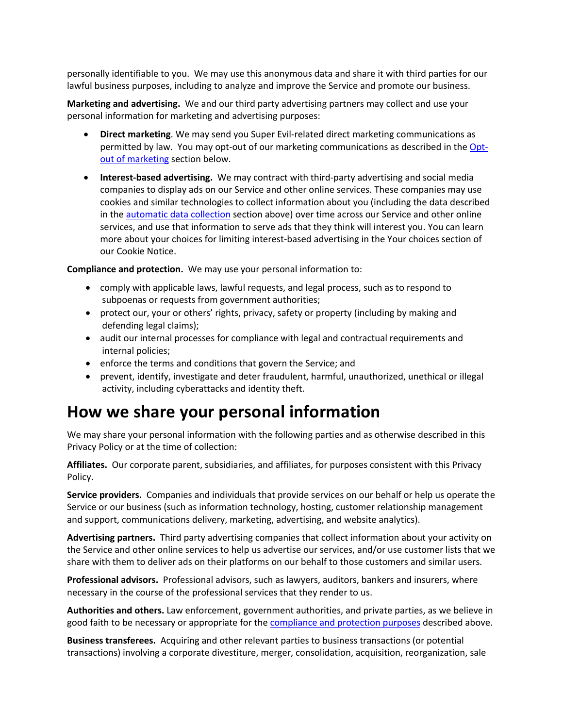personally identifiable to you. We may use this anonymous data and share it with third parties for our lawful business purposes, including to analyze and improve the Service and promote our business.

**Marketing and advertising.** We and our third party advertising partners may collect and use your personal information for marketing and advertising purposes:

- **Direct marketing**. We may send you Super Evil-related direct marketing communications as permitted by law. You may opt-out of our marketing communications as described in the [Opt-out of marketing] section below.
- **Interest-based advertising.** We may contract with third-party advertising and social media companies to display ads on our Service and other online services. These companies may use cookies and similar technologies to collect information about you (including the data described in the [automatic data collection] section above) over time across our Service and other online services, and use that information to serve ads that they think will interest you. You can learn more about your choices for limiting interest-based advertising in the Your choices section of our Cookie Notice.

**Compliance and protection.** We may use your personal information to:

- comply with applicable laws, lawful requests, and legal process, such as to respond to subpoenas or requests from government authorities;
- protect our, your or others' rights, privacy, safety or property (including by making and defending legal claims);
- audit our internal processes for compliance with legal and contractual requirements and internal policies;
- enforce the terms and conditions that govern the Service; and
- prevent, identify, investigate and deter fraudulent, harmful, unauthorized, unethical or illegal activity, including cyberattacks and identity theft.

# How we share your personal information

We may share your personal information with the following parties and as otherwise described in this Privacy Policy or at the time of collection:

**Affiliates.** Our corporate parent, subsidiaries, and affiliates, for purposes consistent with this Privacy Policy.

**Service providers.** Companies and individuals that provide services on our behalf or help us operate the Service or our business (such as information technology, hosting, customer relationship management and support, communications delivery, marketing, advertising, and website analytics).

**Advertising partners.** Third party advertising companies that collect information about your activity on the Service and other online services to help us advertise our services, and/or use customer lists that we share with them to deliver ads on their platforms on our behalf to those customers and similar users.

**Professional advisors.** Professional advisors, such as lawyers, auditors, bankers and insurers, where necessary in the course of the professional services that they render to us.

**Authorities and others.** Law enforcement, government authorities, and private parties, as we believe in good faith to be necessary or appropriate for the [compliance and protection purposes] described above.

**Business transferees.** Acquiring and other relevant parties to business transactions (or potential transactions) involving a corporate divestiture, merger, consolidation, acquisition, reorganization, sale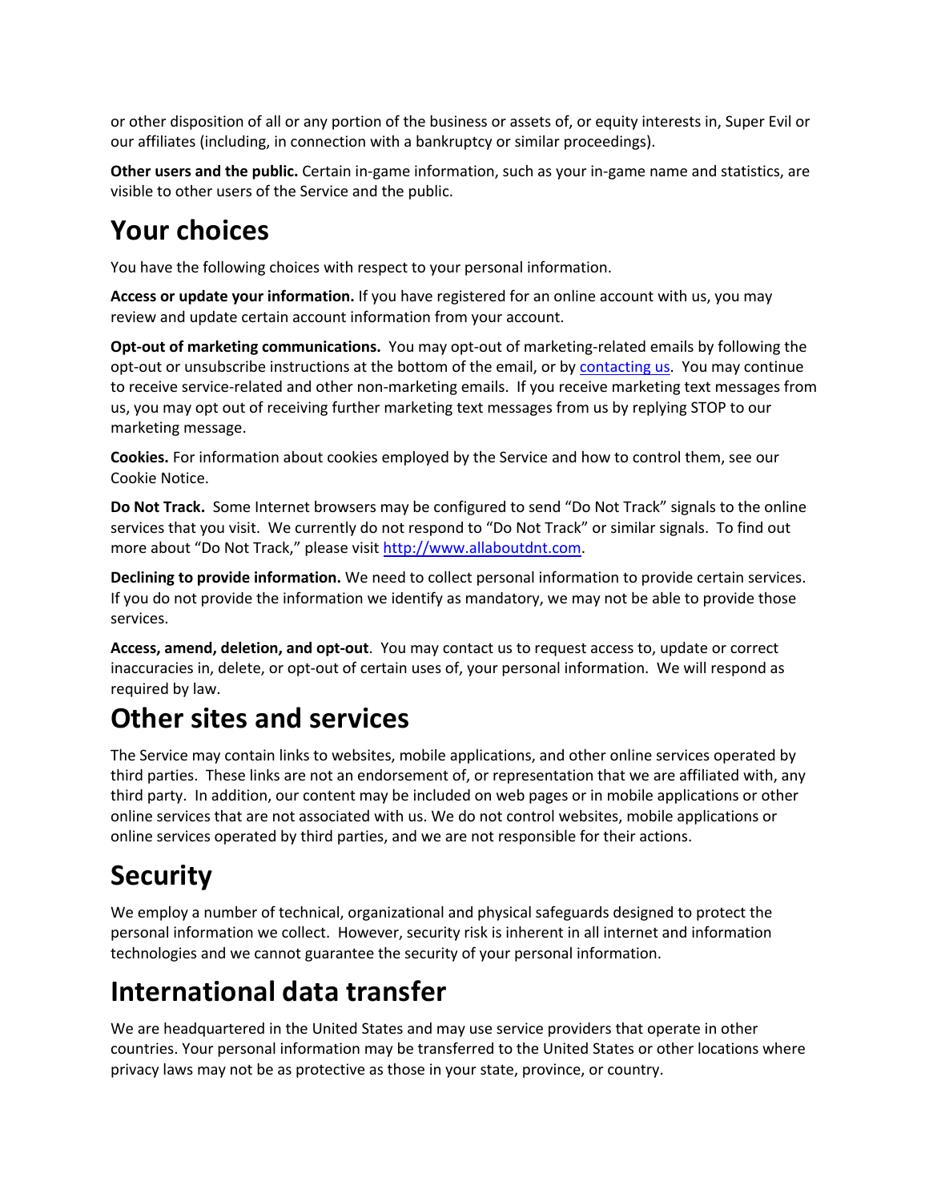or other disposition of all or any portion of the business or assets of, or equity interests in, Super Evil or our affiliates (including, in connection with a bankruptcy or similar proceedings).

**Other users and the public.** Certain in-game information, such as your in-game name and statistics, are visible to other users of the Service and the public.

# Your choices

You have the following choices with respect to your personal information.

**Access or update your information.** If you have registered for an online account with us, you may review and update certain account information from your account.

**Opt-out of marketing communications.** You may opt-out of marketing-related emails by following the opt-out or unsubscribe instructions at the bottom of the email, or by [contacting us](). You may continue to receive service-related and other non-marketing emails. If you receive marketing text messages from us, you may opt out of receiving further marketing text messages from us by replying STOP to our marketing message.

**Cookies.** For information about cookies employed by the Service and how to control them, see our Cookie Notice.

**Do Not Track.** Some Internet browsers may be configured to send "Do Not Track" signals to the online services that you visit. We currently do not respond to "Do Not Track" or similar signals. To find out more about "Do Not Track," please visit [http://www.allaboutdnt.com](http://www.allaboutdnt.com).

**Declining to provide information.** We need to collect personal information to provide certain services. If you do not provide the information we identify as mandatory, we may not be able to provide those services.

**Access, amend, deletion, and opt-out**. You may contact us to request access to, update or correct inaccuracies in, delete, or opt-out of certain uses of, your personal information. We will respond as required by law.

# Other sites and services

The Service may contain links to websites, mobile applications, and other online services operated by third parties. These links are not an endorsement of, or representation that we are affiliated with, any third party. In addition, our content may be included on web pages or in mobile applications or other online services that are not associated with us. We do not control websites, mobile applications or online services operated by third parties, and we are not responsible for their actions.

# Security

We employ a number of technical, organizational and physical safeguards designed to protect the personal information we collect. However, security risk is inherent in all internet and information technologies and we cannot guarantee the security of your personal information.

# International data transfer

We are headquartered in the United States and may use service providers that operate in other countries. Your personal information may be transferred to the United States or other locations where privacy laws may not be as protective as those in your state, province, or country.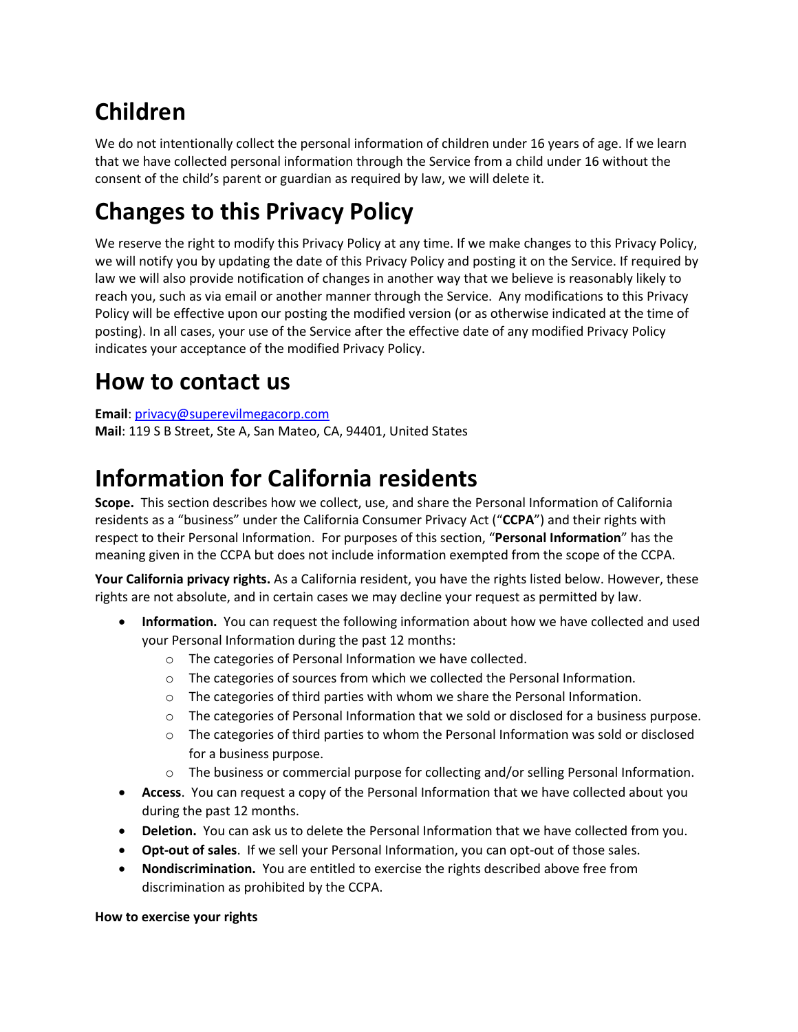# Children

We do not intentionally collect the personal information of children under 16 years of age. If we learn that we have collected personal information through the Service from a child under 16 without the consent of the child's parent or guardian as required by law, we will delete it.

# Changes to this Privacy Policy

We reserve the right to modify this Privacy Policy at any time. If we make changes to this Privacy Policy, we will notify you by updating the date of this Privacy Policy and posting it on the Service. If required by law we will also provide notification of changes in another way that we believe is reasonably likely to reach you, such as via email or another manner through the Service. Any modifications to this Privacy Policy will be effective upon our posting the modified version (or as otherwise indicated at the time of posting). In all cases, your use of the Service after the effective date of any modified Privacy Policy indicates your acceptance of the modified Privacy Policy.

# How to contact us

**Email**: privacy@superevilmegacorp.com
**Mail**: 119 S B Street, Ste A, San Mateo, CA, 94401, United States

# Information for California residents

**Scope.** This section describes how we collect, use, and share the Personal Information of California residents as a "business" under the California Consumer Privacy Act ("**CCPA**") and their rights with respect to their Personal Information. For purposes of this section, "**Personal Information**" has the meaning given in the CCPA but does not include information exempted from the scope of the CCPA.

**Your California privacy rights.** As a California resident, you have the rights listed below. However, these rights are not absolute, and in certain cases we may decline your request as permitted by law.

- **Information.** You can request the following information about how we have collected and used your Personal Information during the past 12 months:
  - The categories of Personal Information we have collected.
  - The categories of sources from which we collected the Personal Information.
  - The categories of third parties with whom we share the Personal Information.
  - The categories of Personal Information that we sold or disclosed for a business purpose.
  - The categories of third parties to whom the Personal Information was sold or disclosed for a business purpose.
  - The business or commercial purpose for collecting and/or selling Personal Information.
- **Access**. You can request a copy of the Personal Information that we have collected about you during the past 12 months.
- **Deletion.** You can ask us to delete the Personal Information that we have collected from you.
- **Opt-out of sales**. If we sell your Personal Information, you can opt-out of those sales.
- **Nondiscrimination.** You are entitled to exercise the rights described above free from discrimination as prohibited by the CCPA.

**How to exercise your rights**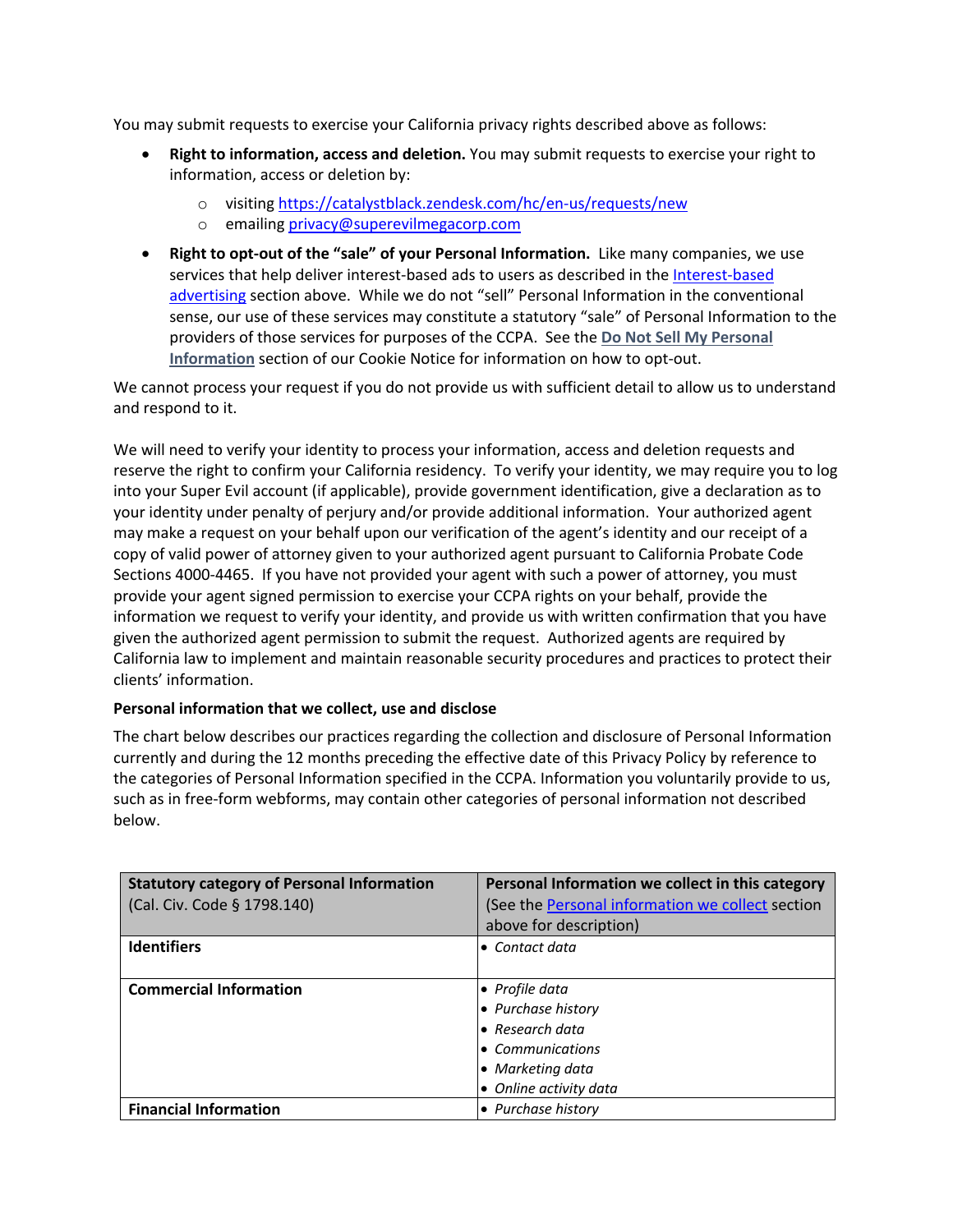You may submit requests to exercise your California privacy rights described above as follows:

- **Right to information, access and deletion.** You may submit requests to exercise your right to information, access or deletion by:
  - visiting [https://catalystblack.zendesk.com/hc/en-us/requests/new](https://catalystblack.zendesk.com/hc/en-us/requests/new)
  - emailing [privacy@superevilmegacorp.com](mailto:privacy@superevilmegacorp.com)
- **Right to opt-out of the "sale" of your Personal Information.** Like many companies, we use services that help deliver interest-based ads to users as described in the Interest-based advertising section above. While we do not "sell" Personal Information in the conventional sense, our use of these services may constitute a statutory "sale" of Personal Information to the providers of those services for purposes of the CCPA. See the **Do Not Sell My Personal Information** section of our Cookie Notice for information on how to opt-out.

We cannot process your request if you do not provide us with sufficient detail to allow us to understand and respond to it.

We will need to verify your identity to process your information, access and deletion requests and reserve the right to confirm your California residency. To verify your identity, we may require you to log into your Super Evil account (if applicable), provide government identification, give a declaration as to your identity under penalty of perjury and/or provide additional information. Your authorized agent may make a request on your behalf upon our verification of the agent's identity and our receipt of a copy of valid power of attorney given to your authorized agent pursuant to California Probate Code Sections 4000-4465. If you have not provided your agent with such a power of attorney, you must provide your agent signed permission to exercise your CCPA rights on your behalf, provide the information we request to verify your identity, and provide us with written confirmation that you have given the authorized agent permission to submit the request. Authorized agents are required by California law to implement and maintain reasonable security procedures and practices to protect their clients' information.

**Personal information that we collect, use and disclose**

The chart below describes our practices regarding the collection and disclosure of Personal Information currently and during the 12 months preceding the effective date of this Privacy Policy by reference to the categories of Personal Information specified in the CCPA. Information you voluntarily provide to us, such as in free-form webforms, may contain other categories of personal information not described below.

| **Statutory category of Personal Information** (Cal. Civ. Code § 1798.140) | **Personal Information we collect in this category** (See the Personal information we collect section above for description) |
|---|---|
| **Identifiers** | • *Contact data* |
| **Commercial Information** | • *Profile data*<br>• *Purchase history*<br>• *Research data*<br>• *Communications*<br>• *Marketing data*<br>• *Online activity data* |
| **Financial Information** | • *Purchase history* |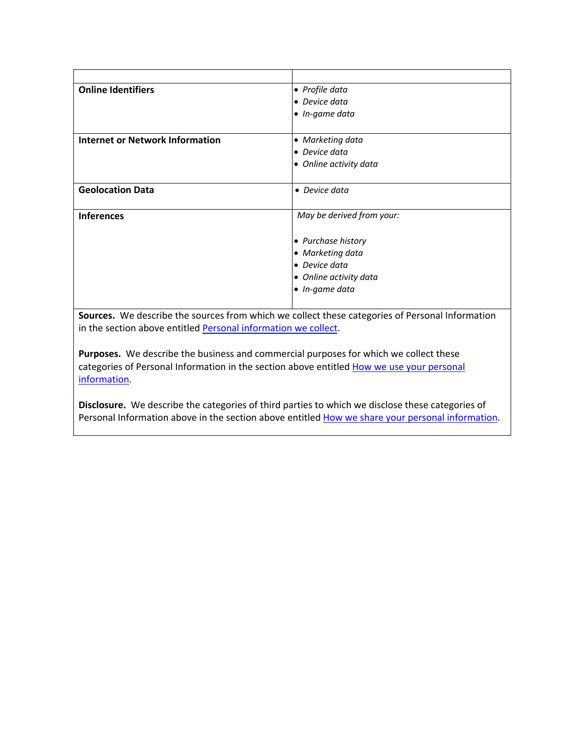| | |
|---|---|
| **Online Identifiers** | • *Profile data*<br>• *Device data*<br>• *In-game data* |
| **Internet or Network Information** | • *Marketing data*<br>• *Device data*<br>• *Online activity data* |
| **Geolocation Data** | • *Device data* |
| **Inferences** | *May be derived from your:*<br><br>• *Purchase history*<br>• *Marketing data*<br>• *Device data*<br>• *Online activity data*<br>• *In-game data* |

**Sources.** We describe the sources from which we collect these categories of Personal Information in the section above entitled Personal information we collect.

**Purposes.** We describe the business and commercial purposes for which we collect these categories of Personal Information in the section above entitled How we use your personal information.

**Disclosure.** We describe the categories of third parties to which we disclose these categories of Personal Information above in the section above entitled How we share your personal information.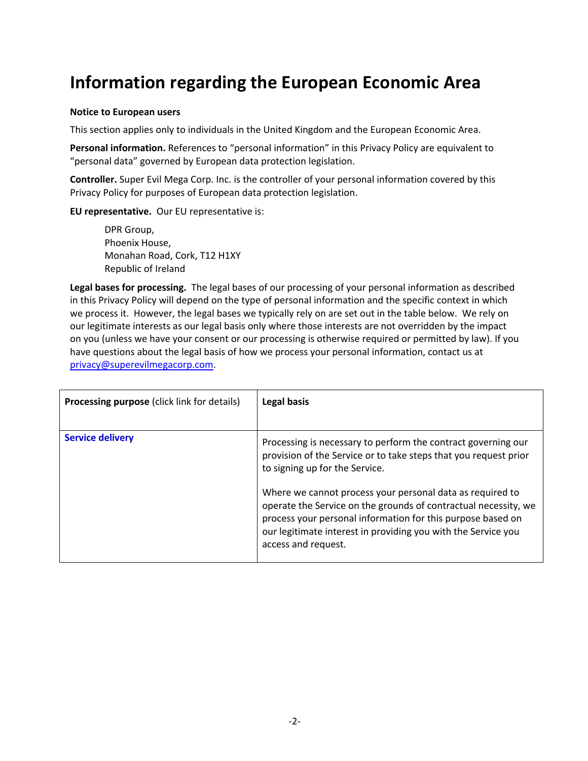# Information regarding the European Economic Area

**Notice to European users**

This section applies only to individuals in the United Kingdom and the European Economic Area.

**Personal information.** References to "personal information" in this Privacy Policy are equivalent to "personal data" governed by European data protection legislation.

**Controller.** Super Evil Mega Corp. Inc. is the controller of your personal information covered by this Privacy Policy for purposes of European data protection legislation.

**EU representative.** Our EU representative is:

> DPR Group,
> Phoenix House,
> Monahan Road, Cork, T12 H1XY
> Republic of Ireland

**Legal bases for processing.** The legal bases of our processing of your personal information as described in this Privacy Policy will depend on the type of personal information and the specific context in which we process it. However, the legal bases we typically rely on are set out in the table below. We rely on our legitimate interests as our legal basis only where those interests are not overridden by the impact on you (unless we have your consent or our processing is otherwise required or permitted by law). If you have questions about the legal basis of how we process your personal information, contact us at privacy@superevilmegacorp.com.

| **Processing purpose** (click link for details) | **Legal basis** |
| --- | --- |
| **Service delivery** | Processing is necessary to perform the contract governing our provision of the Service or to take steps that you request prior to signing up for the Service.<br><br>Where we cannot process your personal data as required to operate the Service on the grounds of contractual necessity, we process your personal information for this purpose based on our legitimate interest in providing you with the Service you access and request. |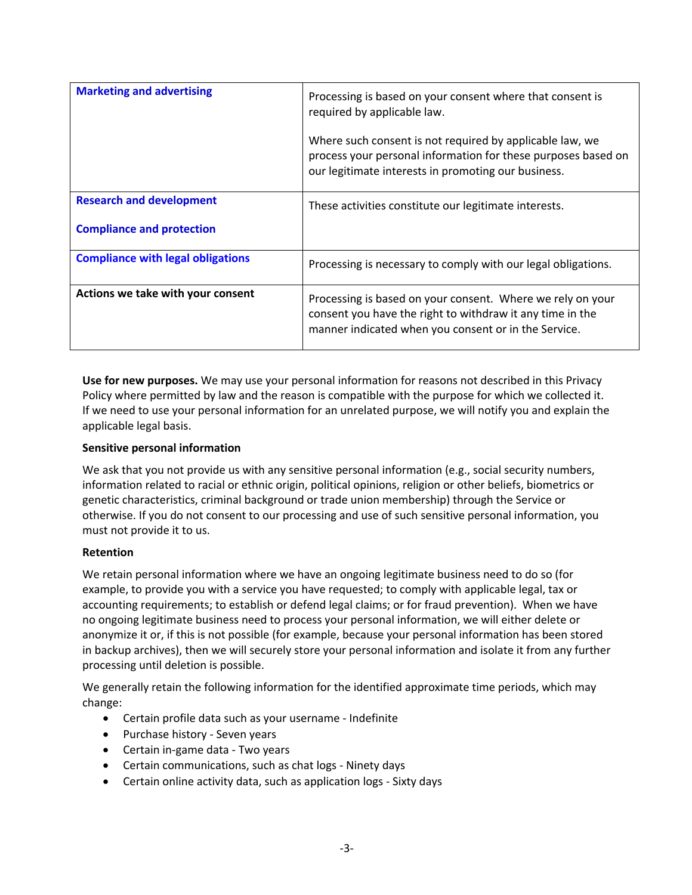| | |
|---|---|
| **Marketing and advertising** | Processing is based on your consent where that consent is required by applicable law.<br><br>Where such consent is not required by applicable law, we process your personal information for these purposes based on our legitimate interests in promoting our business. |
| **Research and development**<br><br>**Compliance and protection** | These activities constitute our legitimate interests. |
| **Compliance with legal obligations** | Processing is necessary to comply with our legal obligations. |
| **Actions we take with your consent** | Processing is based on your consent. Where we rely on your consent you have the right to withdraw it any time in the manner indicated when you consent or in the Service. |

**Use for new purposes.** We may use your personal information for reasons not described in this Privacy Policy where permitted by law and the reason is compatible with the purpose for which we collected it. If we need to use your personal information for an unrelated purpose, we will notify you and explain the applicable legal basis.

**Sensitive personal information**

We ask that you not provide us with any sensitive personal information (e.g., social security numbers, information related to racial or ethnic origin, political opinions, religion or other beliefs, biometrics or genetic characteristics, criminal background or trade union membership) through the Service or otherwise. If you do not consent to our processing and use of such sensitive personal information, you must not provide it to us.

**Retention**

We retain personal information where we have an ongoing legitimate business need to do so (for example, to provide you with a service you have requested; to comply with applicable legal, tax or accounting requirements; to establish or defend legal claims; or for fraud prevention). When we have no ongoing legitimate business need to process your personal information, we will either delete or anonymize it or, if this is not possible (for example, because your personal information has been stored in backup archives), then we will securely store your personal information and isolate it from any further processing until deletion is possible.

We generally retain the following information for the identified approximate time periods, which may change:

- Certain profile data such as your username - Indefinite
- Purchase history - Seven years
- Certain in-game data - Two years
- Certain communications, such as chat logs - Ninety days
- Certain online activity data, such as application logs - Sixty days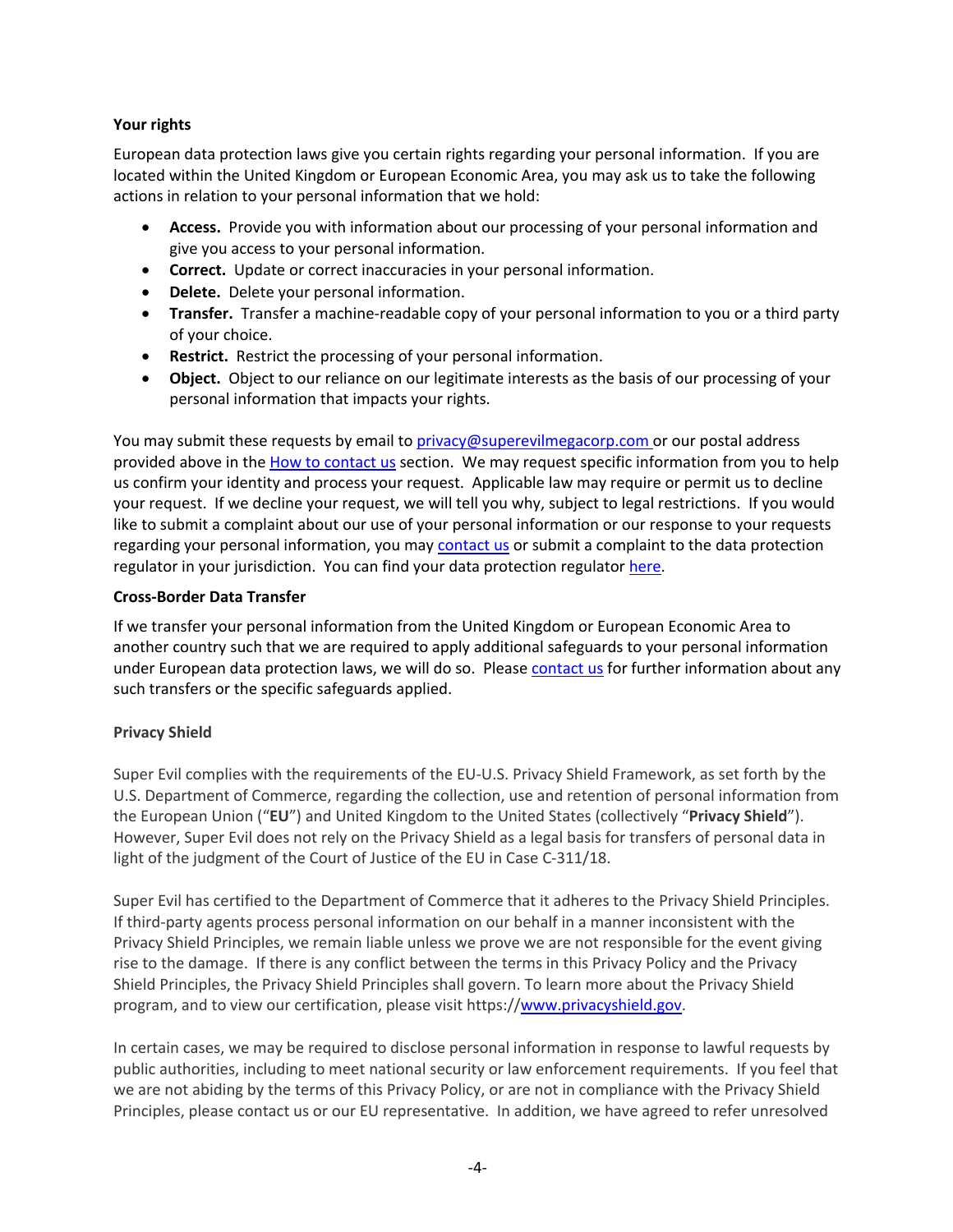**Your rights**

European data protection laws give you certain rights regarding your personal information. If you are located within the United Kingdom or European Economic Area, you may ask us to take the following actions in relation to your personal information that we hold:

- **Access.** Provide you with information about our processing of your personal information and give you access to your personal information.
- **Correct.** Update or correct inaccuracies in your personal information.
- **Delete.** Delete your personal information.
- **Transfer.** Transfer a machine-readable copy of your personal information to you or a third party of your choice.
- **Restrict.** Restrict the processing of your personal information.
- **Object.** Object to our reliance on our legitimate interests as the basis of our processing of your personal information that impacts your rights.

You may submit these requests by email to privacy@superevilmegacorp.com or our postal address provided above in the How to contact us section. We may request specific information from you to help us confirm your identity and process your request. Applicable law may require or permit us to decline your request. If we decline your request, we will tell you why, subject to legal restrictions. If you would like to submit a complaint about our use of your personal information or our response to your requests regarding your personal information, you may contact us or submit a complaint to the data protection regulator in your jurisdiction. You can find your data protection regulator here.

**Cross-Border Data Transfer**

If we transfer your personal information from the United Kingdom or European Economic Area to another country such that we are required to apply additional safeguards to your personal information under European data protection laws, we will do so. Please contact us for further information about any such transfers or the specific safeguards applied.

**Privacy Shield**

Super Evil complies with the requirements of the EU-U.S. Privacy Shield Framework, as set forth by the U.S. Department of Commerce, regarding the collection, use and retention of personal information from the European Union ("**EU**") and United Kingdom to the United States (collectively "**Privacy Shield**"). However, Super Evil does not rely on the Privacy Shield as a legal basis for transfers of personal data in light of the judgment of the Court of Justice of the EU in Case C-311/18.

Super Evil has certified to the Department of Commerce that it adheres to the Privacy Shield Principles. If third-party agents process personal information on our behalf in a manner inconsistent with the Privacy Shield Principles, we remain liable unless we prove we are not responsible for the event giving rise to the damage. If there is any conflict between the terms in this Privacy Policy and the Privacy Shield Principles, the Privacy Shield Principles shall govern. To learn more about the Privacy Shield program, and to view our certification, please visit https://www.privacyshield.gov.

In certain cases, we may be required to disclose personal information in response to lawful requests by public authorities, including to meet national security or law enforcement requirements. If you feel that we are not abiding by the terms of this Privacy Policy, or are not in compliance with the Privacy Shield Principles, please contact us or our EU representative. In addition, we have agreed to refer unresolved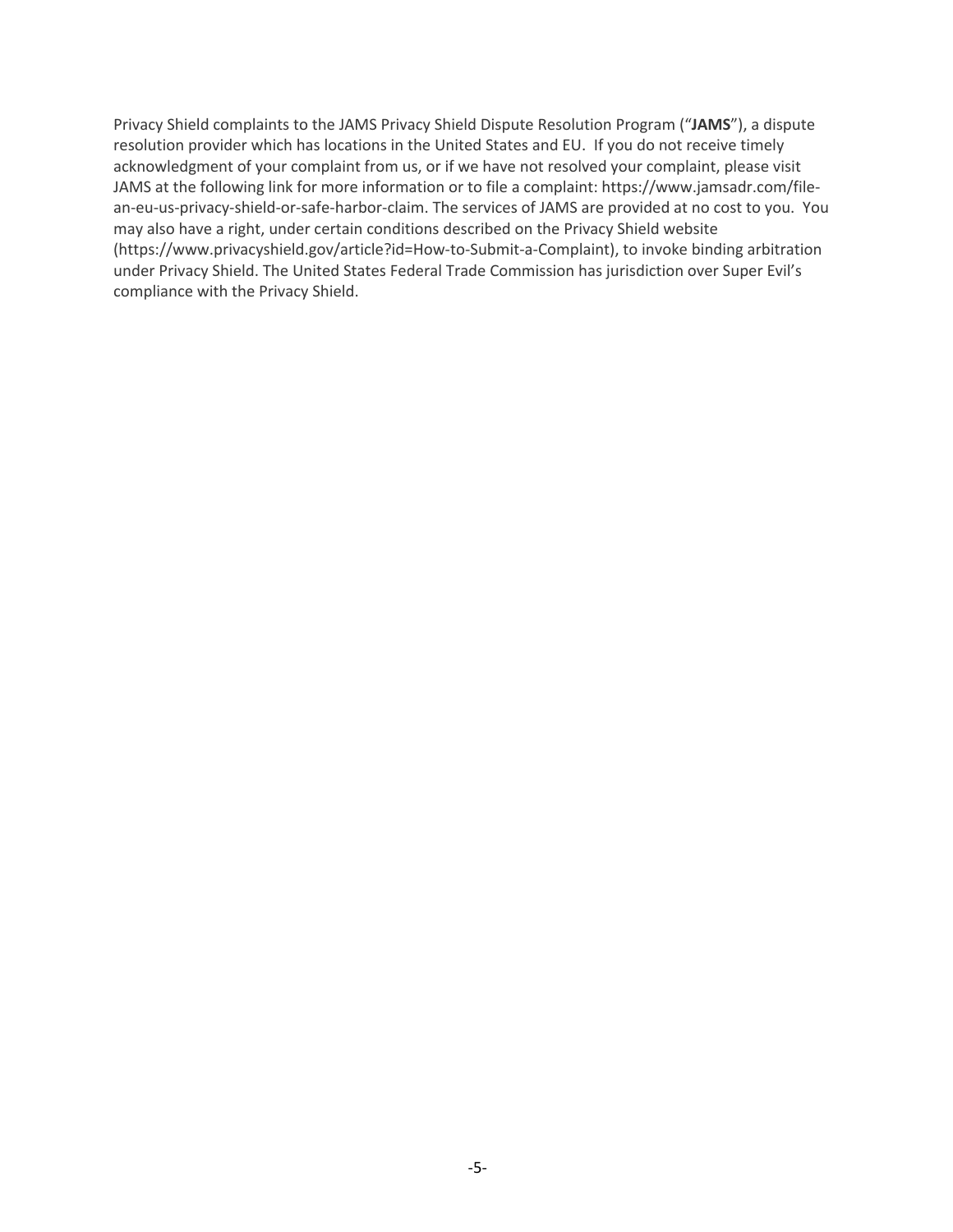Privacy Shield complaints to the JAMS Privacy Shield Dispute Resolution Program ("**JAMS**"), a dispute resolution provider which has locations in the United States and EU. If you do not receive timely acknowledgment of your complaint from us, or if we have not resolved your complaint, please visit JAMS at the following link for more information or to file a complaint: https://www.jamsadr.com/file-an-eu-us-privacy-shield-or-safe-harbor-claim. The services of JAMS are provided at no cost to you. You may also have a right, under certain conditions described on the Privacy Shield website (https://www.privacyshield.gov/article?id=How-to-Submit-a-Complaint), to invoke binding arbitration under Privacy Shield. The United States Federal Trade Commission has jurisdiction over Super Evil's compliance with the Privacy Shield.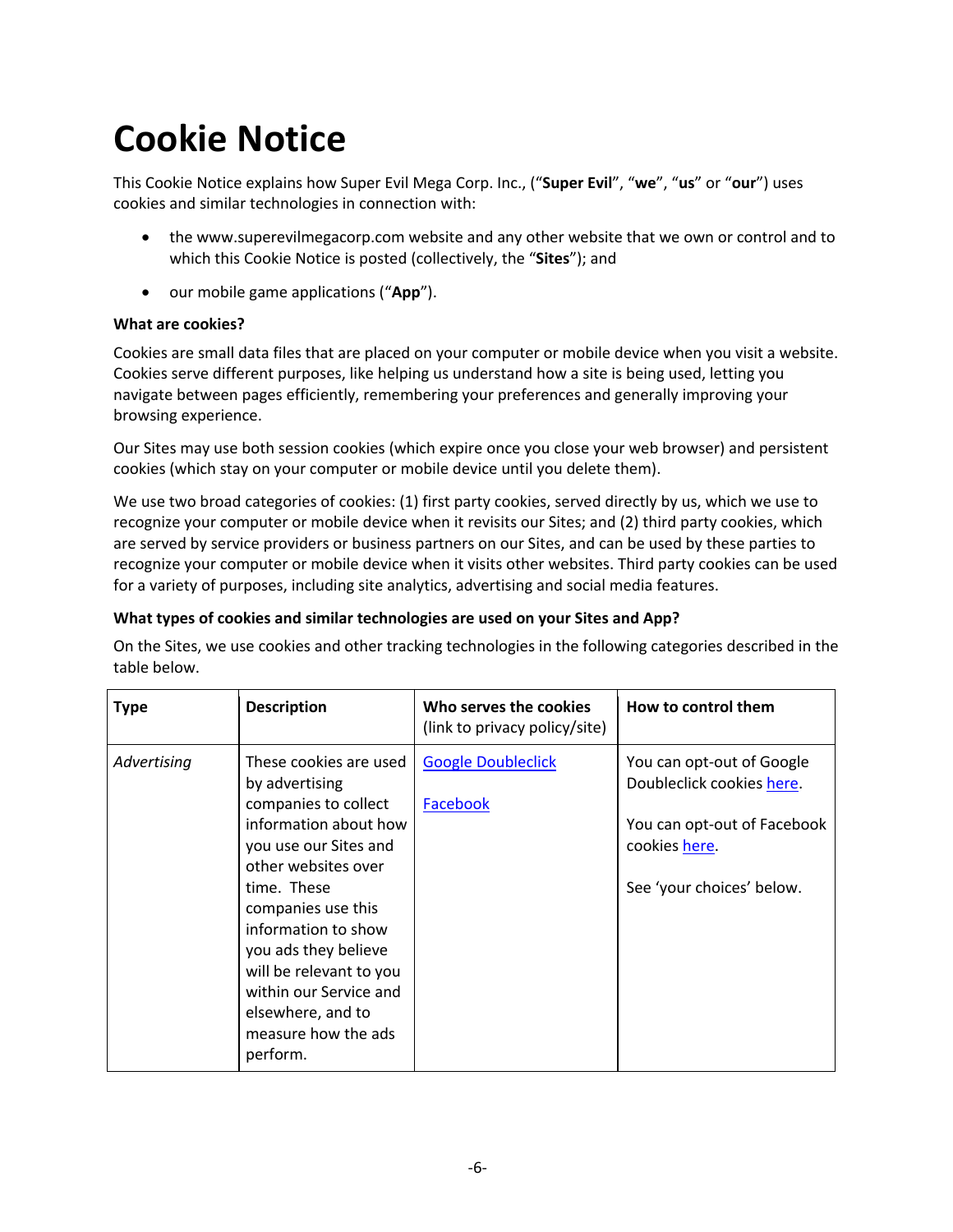# Cookie Notice

This Cookie Notice explains how Super Evil Mega Corp. Inc., ("**Super Evil**", "**we**", "**us**" or "**our**") uses cookies and similar technologies in connection with:

- the www.superevilmegacorp.com website and any other website that we own or control and to which this Cookie Notice is posted (collectively, the "**Sites**"); and
- our mobile game applications ("**App**").

**What are cookies?**

Cookies are small data files that are placed on your computer or mobile device when you visit a website. Cookies serve different purposes, like helping us understand how a site is being used, letting you navigate between pages efficiently, remembering your preferences and generally improving your browsing experience.

Our Sites may use both session cookies (which expire once you close your web browser) and persistent cookies (which stay on your computer or mobile device until you delete them).

We use two broad categories of cookies: (1) first party cookies, served directly by us, which we use to recognize your computer or mobile device when it revisits our Sites; and (2) third party cookies, which are served by service providers or business partners on our Sites, and can be used by these parties to recognize your computer or mobile device when it visits other websites. Third party cookies can be used for a variety of purposes, including site analytics, advertising and social media features.

**What types of cookies and similar technologies are used on your Sites and App?**

On the Sites, we use cookies and other tracking technologies in the following categories described in the table below.

| **Type** | **Description** | **Who serves the cookies** (link to privacy policy/site) | **How to control them** |
| --- | --- | --- | --- |
| *Advertising* | These cookies are used by advertising companies to collect information about how you use our Sites and other websites over time. These companies use this information to show you ads they believe will be relevant to you within our Service and elsewhere, and to measure how the ads perform. | Google Doubleclick<br><br>Facebook | You can opt-out of Google Doubleclick cookies here.<br><br>You can opt-out of Facebook cookies here.<br><br>See 'your choices' below. |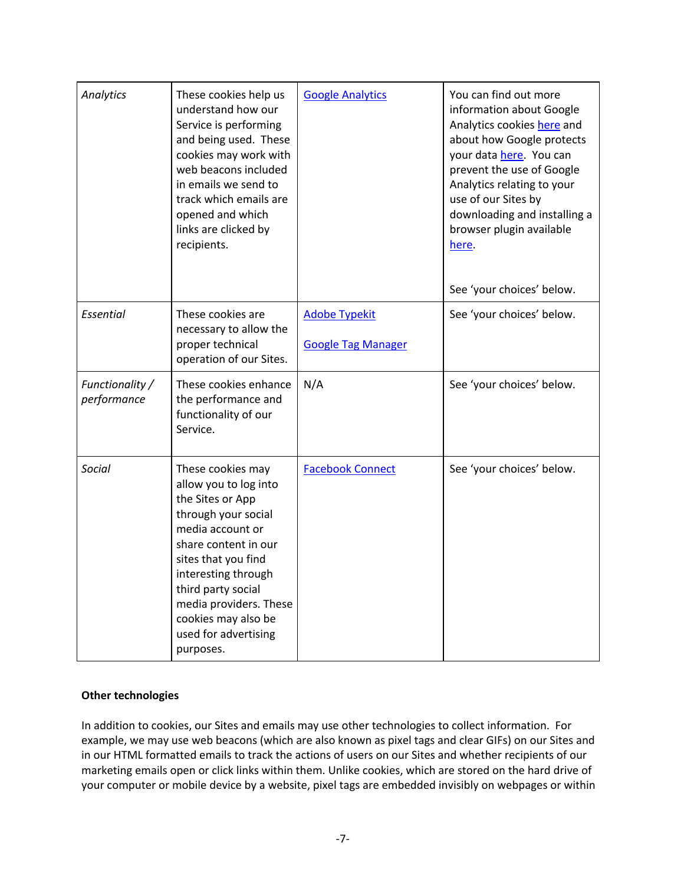| *Analytics* | These cookies help us understand how our Service is performing and being used. These cookies may work with web beacons included in emails we send to track which emails are opened and which links are clicked by recipients. | Google Analytics | You can find out more information about Google Analytics cookies here and about how Google protects your data here. You can prevent the use of Google Analytics relating to your use of our Sites by downloading and installing a browser plugin available here.<br><br>See 'your choices' below. |
|---|---|---|---|
| *Essential* | These cookies are necessary to allow the proper technical operation of our Sites. | Adobe Typekit<br><br>Google Tag Manager | See 'your choices' below. |
| *Functionality / performance* | These cookies enhance the performance and functionality of our Service. | N/A | See 'your choices' below. |
| *Social* | These cookies may allow you to log into the Sites or App through your social media account or share content in our sites that you find interesting through third party social media providers. These cookies may also be used for advertising purposes. | Facebook Connect | See 'your choices' below. |

**Other technologies**

In addition to cookies, our Sites and emails may use other technologies to collect information. For example, we may use web beacons (which are also known as pixel tags and clear GIFs) on our Sites and in our HTML formatted emails to track the actions of users on our Sites and whether recipients of our marketing emails open or click links within them. Unlike cookies, which are stored on the hard drive of your computer or mobile device by a website, pixel tags are embedded invisibly on webpages or within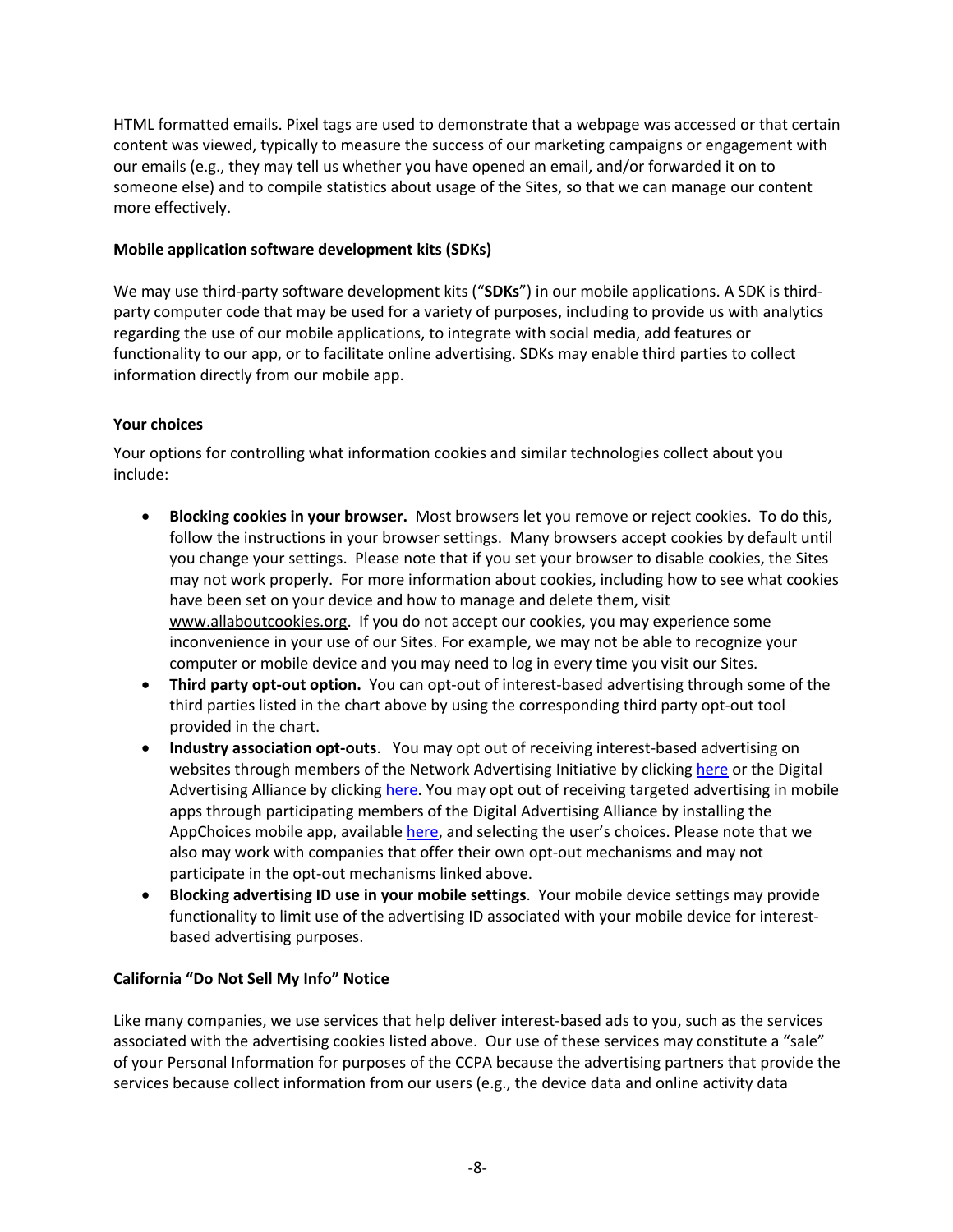HTML formatted emails. Pixel tags are used to demonstrate that a webpage was accessed or that certain content was viewed, typically to measure the success of our marketing campaigns or engagement with our emails (e.g., they may tell us whether you have opened an email, and/or forwarded it on to someone else) and to compile statistics about usage of the Sites, so that we can manage our content more effectively.

**Mobile application software development kits (SDKs)**

We may use third-party software development kits ("**SDKs**") in our mobile applications. A SDK is third-party computer code that may be used for a variety of purposes, including to provide us with analytics regarding the use of our mobile applications, to integrate with social media, add features or functionality to our app, or to facilitate online advertising. SDKs may enable third parties to collect information directly from our mobile app.

**Your choices**

Your options for controlling what information cookies and similar technologies collect about you include:

- **Blocking cookies in your browser.** Most browsers let you remove or reject cookies. To do this, follow the instructions in your browser settings. Many browsers accept cookies by default until you change your settings. Please note that if you set your browser to disable cookies, the Sites may not work properly. For more information about cookies, including how to see what cookies have been set on your device and how to manage and delete them, visit www.allaboutcookies.org. If you do not accept our cookies, you may experience some inconvenience in your use of our Sites. For example, we may not be able to recognize your computer or mobile device and you may need to log in every time you visit our Sites.
- **Third party opt-out option.** You can opt-out of interest-based advertising through some of the third parties listed in the chart above by using the corresponding third party opt-out tool provided in the chart.
- **Industry association opt-outs**. You may opt out of receiving interest-based advertising on websites through members of the Network Advertising Initiative by clicking here or the Digital Advertising Alliance by clicking here. You may opt out of receiving targeted advertising in mobile apps through participating members of the Digital Advertising Alliance by installing the AppChoices mobile app, available here, and selecting the user's choices. Please note that we also may work with companies that offer their own opt-out mechanisms and may not participate in the opt-out mechanisms linked above.
- **Blocking advertising ID use in your mobile settings**. Your mobile device settings may provide functionality to limit use of the advertising ID associated with your mobile device for interest-based advertising purposes.

**California "Do Not Sell My Info" Notice**

Like many companies, we use services that help deliver interest-based ads to you, such as the services associated with the advertising cookies listed above. Our use of these services may constitute a "sale" of your Personal Information for purposes of the CCPA because the advertising partners that provide the services because collect information from our users (e.g., the device data and online activity data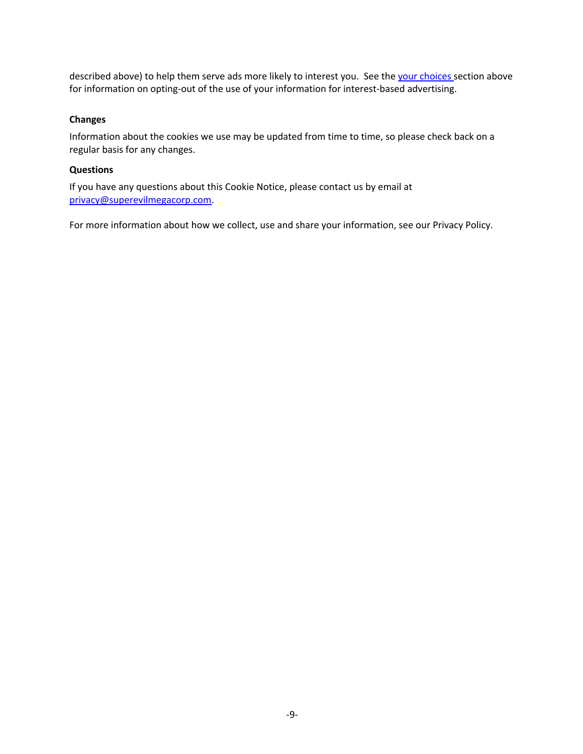described above) to help them serve ads more likely to interest you. See the your choices section above for information on opting-out of the use of your information for interest-based advertising.

**Changes**

Information about the cookies we use may be updated from time to time, so please check back on a regular basis for any changes.

**Questions**

If you have any questions about this Cookie Notice, please contact us by email at privacy@superevilmegacorp.com.

For more information about how we collect, use and share your information, see our Privacy Policy.